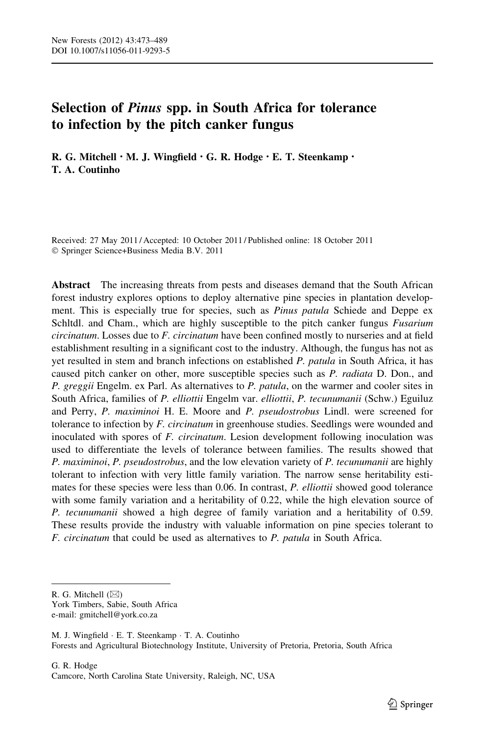# Selection of *Pinus* spp. in South Africa for tolerance to infection by the pitch canker fungus

**R. G. Mitchell · M. J. Wingfield · G. R. Hodge · E. T. Steenkamp · T. A. Coutinho**

Received: 27 May 2011 / Accepted: 10 October 2011 / Published online: 18 October 2011
© Springer Science+Business Media B.V. 2011

**Abstract** The increasing threats from pests and diseases demand that the South African forest industry explores options to deploy alternative pine species in plantation development. This is especially true for species, such as *Pinus patula* Schiede and Deppe ex Schltdl. and Cham., which are highly susceptible to the pitch canker fungus *Fusarium circinatum*. Losses due to *F. circinatum* have been confined mostly to nurseries and at field establishment resulting in a significant cost to the industry. Although, the fungus has not as yet resulted in stem and branch infections on established *P. patula* in South Africa, it has caused pitch canker on other, more susceptible species such as *P. radiata* D. Don., and *P. greggii* Engelm. ex Parl. As alternatives to *P. patula*, on the warmer and cooler sites in South Africa, families of *P. elliottii* Engelm var. *elliottii*, *P. tecunumanii* (Schw.) Eguiluz and Perry, *P. maximinoi* H. E. Moore and *P. pseudostrobus* Lindl. were screened for tolerance to infection by *F. circinatum* in greenhouse studies. Seedlings were wounded and inoculated with spores of *F. circinatum*. Lesion development following inoculation was used to differentiate the levels of tolerance between families. The results showed that *P. maximinoi*, *P. pseudostrobus*, and the low elevation variety of *P. tecunumanii* are highly tolerant to infection with very little family variation. The narrow sense heritability estimates for these species were less than 0.06. In contrast, *P. elliottii* showed good tolerance with some family variation and a heritability of 0.22, while the high elevation source of *P. tecunumanii* showed a high degree of family variation and a heritability of 0.59. These results provide the industry with valuable information on pine species tolerant to *F. circinatum* that could be used as alternatives to *P. patula* in South Africa.

R. G. Mitchell (✉)
York Timbers, Sabie, South Africa
e-mail: gmitchell@york.co.za

M. J. Wingfield · E. T. Steenkamp · T. A. Coutinho
Forests and Agricultural Biotechnology Institute, University of Pretoria, Pretoria, South Africa

G. R. Hodge
Camcore, North Carolina State University, Raleigh, NC, USA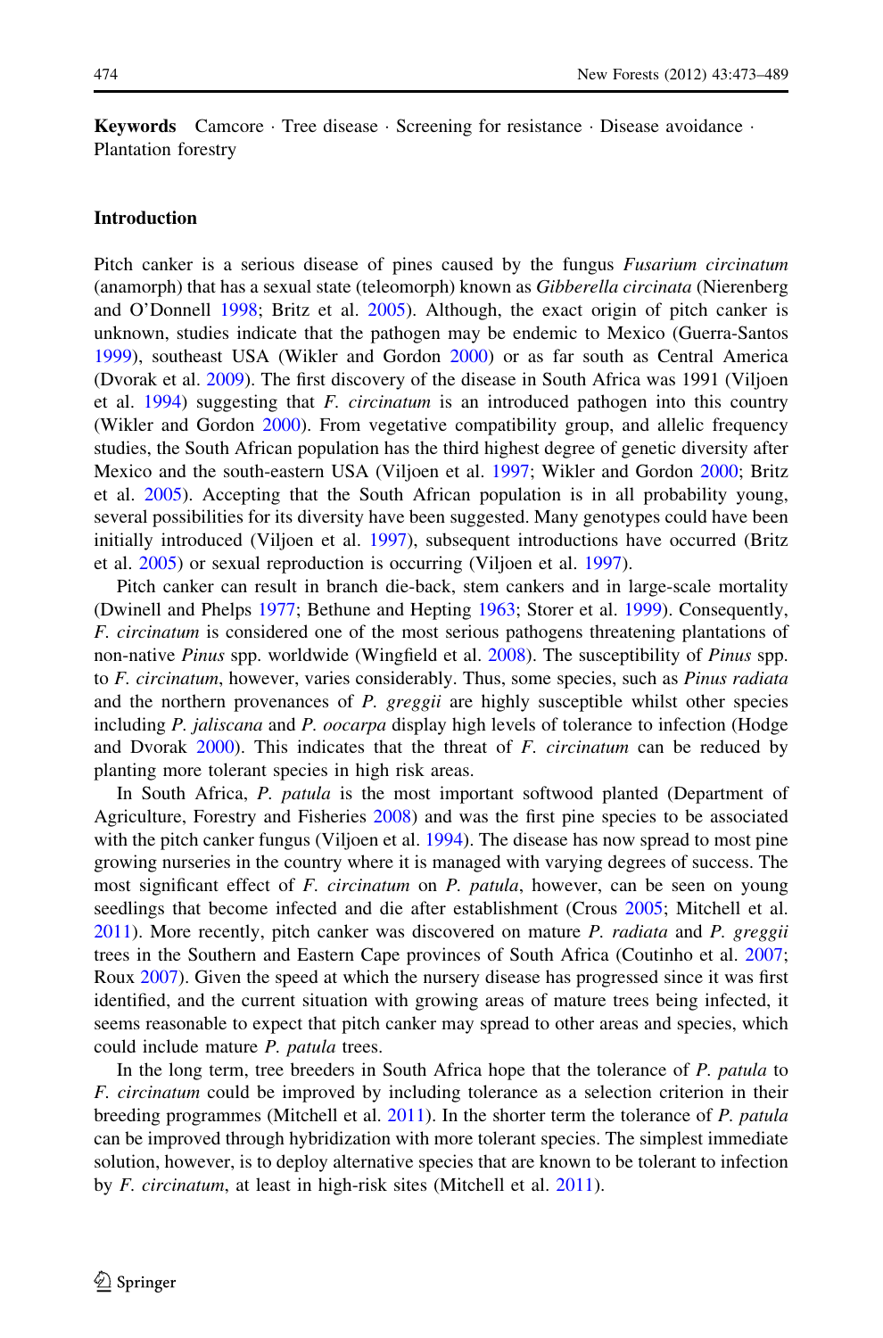**Keywords** Camcore · Tree disease · Screening for resistance · Disease avoidance · Plantation forestry

## Introduction

Pitch canker is a serious disease of pines caused by the fungus *Fusarium circinatum* (anamorph) that has a sexual state (teleomorph) known as *Gibberella circinata* (Nierenberg and O'Donnell 1998; Britz et al. 2005). Although, the exact origin of pitch canker is unknown, studies indicate that the pathogen may be endemic to Mexico (Guerra-Santos 1999), southeast USA (Wikler and Gordon 2000) or as far south as Central America (Dvorak et al. 2009). The first discovery of the disease in South Africa was 1991 (Viljoen et al. 1994) suggesting that *F. circinatum* is an introduced pathogen into this country (Wikler and Gordon 2000). From vegetative compatibility group, and allelic frequency studies, the South African population has the third highest degree of genetic diversity after Mexico and the south-eastern USA (Viljoen et al. 1997; Wikler and Gordon 2000; Britz et al. 2005). Accepting that the South African population is in all probability young, several possibilities for its diversity have been suggested. Many genotypes could have been initially introduced (Viljoen et al. 1997), subsequent introductions have occurred (Britz et al. 2005) or sexual reproduction is occurring (Viljoen et al. 1997).

Pitch canker can result in branch die-back, stem cankers and in large-scale mortality (Dwinell and Phelps 1977; Bethune and Hepting 1963; Storer et al. 1999). Consequently, *F. circinatum* is considered one of the most serious pathogens threatening plantations of non-native *Pinus* spp. worldwide (Wingfield et al. 2008). The susceptibility of *Pinus* spp. to *F. circinatum*, however, varies considerably. Thus, some species, such as *Pinus radiata* and the northern provenances of *P. greggii* are highly susceptible whilst other species including *P. jaliscana* and *P. oocarpa* display high levels of tolerance to infection (Hodge and Dvorak 2000). This indicates that the threat of *F. circinatum* can be reduced by planting more tolerant species in high risk areas.

In South Africa, *P. patula* is the most important softwood planted (Department of Agriculture, Forestry and Fisheries 2008) and was the first pine species to be associated with the pitch canker fungus (Viljoen et al. 1994). The disease has now spread to most pine growing nurseries in the country where it is managed with varying degrees of success. The most significant effect of *F. circinatum* on *P. patula*, however, can be seen on young seedlings that become infected and die after establishment (Crous 2005; Mitchell et al. 2011). More recently, pitch canker was discovered on mature *P. radiata* and *P. greggii* trees in the Southern and Eastern Cape provinces of South Africa (Coutinho et al. 2007; Roux 2007). Given the speed at which the nursery disease has progressed since it was first identified, and the current situation with growing areas of mature trees being infected, it seems reasonable to expect that pitch canker may spread to other areas and species, which could include mature *P. patula* trees.

In the long term, tree breeders in South Africa hope that the tolerance of *P. patula* to *F. circinatum* could be improved by including tolerance as a selection criterion in their breeding programmes (Mitchell et al. 2011). In the shorter term the tolerance of *P. patula* can be improved through hybridization with more tolerant species. The simplest immediate solution, however, is to deploy alternative species that are known to be tolerant to infection by *F. circinatum*, at least in high-risk sites (Mitchell et al. 2011).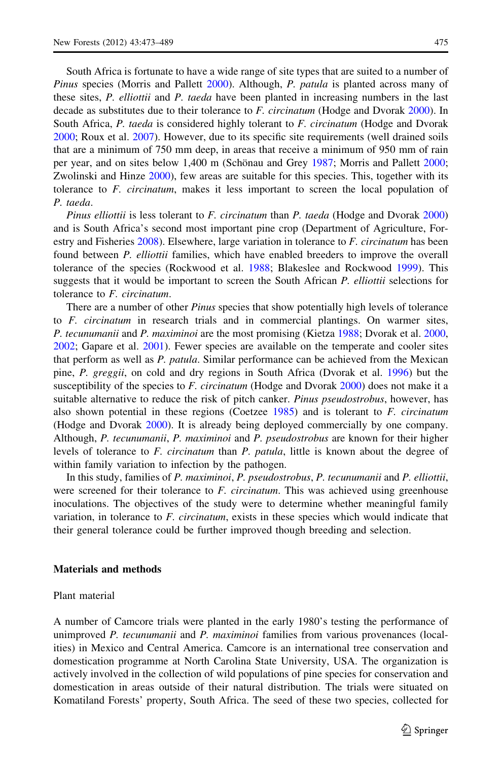South Africa is fortunate to have a wide range of site types that are suited to a number of *Pinus* species (Morris and Pallett 2000). Although, *P. patula* is planted across many of these sites, *P. elliottii* and *P. taeda* have been planted in increasing numbers in the last decade as substitutes due to their tolerance to *F. circinatum* (Hodge and Dvorak 2000). In South Africa, *P. taeda* is considered highly tolerant to *F. circinatum* (Hodge and Dvorak 2000; Roux et al. 2007). However, due to its specific site requirements (well drained soils that are a minimum of 750 mm deep, in areas that receive a minimum of 950 mm of rain per year, and on sites below 1,400 m (Schönau and Grey 1987; Morris and Pallett 2000; Zwolinski and Hinze 2000), few areas are suitable for this species. This, together with its tolerance to *F. circinatum*, makes it less important to screen the local population of *P. taeda*.

*Pinus elliottii* is less tolerant to *F. circinatum* than *P. taeda* (Hodge and Dvorak 2000) and is South Africa's second most important pine crop (Department of Agriculture, Forestry and Fisheries 2008). Elsewhere, large variation in tolerance to *F. circinatum* has been found between *P. elliottii* families, which have enabled breeders to improve the overall tolerance of the species (Rockwood et al. 1988; Blakeslee and Rockwood 1999). This suggests that it would be important to screen the South African *P. elliottii* selections for tolerance to *F. circinatum*.

There are a number of other *Pinus* species that show potentially high levels of tolerance to *F. circinatum* in research trials and in commercial plantings. On warmer sites, *P. tecunumanii* and *P. maximinoi* are the most promising (Kietza 1988; Dvorak et al. 2000, 2002; Gapare et al. 2001). Fewer species are available on the temperate and cooler sites that perform as well as *P. patula*. Similar performance can be achieved from the Mexican pine, *P. greggii*, on cold and dry regions in South Africa (Dvorak et al. 1996) but the susceptibility of the species to *F. circinatum* (Hodge and Dvorak 2000) does not make it a suitable alternative to reduce the risk of pitch canker. *Pinus pseudostrobus*, however, has also shown potential in these regions (Coetzee 1985) and is tolerant to *F. circinatum* (Hodge and Dvorak 2000). It is already being deployed commercially by one company. Although, *P. tecunumanii*, *P. maximinoi* and *P. pseudostrobus* are known for their higher levels of tolerance to *F. circinatum* than *P. patula*, little is known about the degree of within family variation to infection by the pathogen.

In this study, families of *P. maximinoi*, *P. pseudostrobus*, *P. tecunumanii* and *P. elliottii*, were screened for their tolerance to *F. circinatum*. This was achieved using greenhouse inoculations. The objectives of the study were to determine whether meaningful family variation, in tolerance to *F. circinatum*, exists in these species which would indicate that their general tolerance could be further improved though breeding and selection.

## Materials and methods

### Plant material

A number of Camcore trials were planted in the early 1980's testing the performance of unimproved *P. tecunumanii* and *P. maximinoi* families from various provenances (localities) in Mexico and Central America. Camcore is an international tree conservation and domestication programme at North Carolina State University, USA. The organization is actively involved in the collection of wild populations of pine species for conservation and domestication in areas outside of their natural distribution. The trials were situated on Komatiland Forests' property, South Africa. The seed of these two species, collected for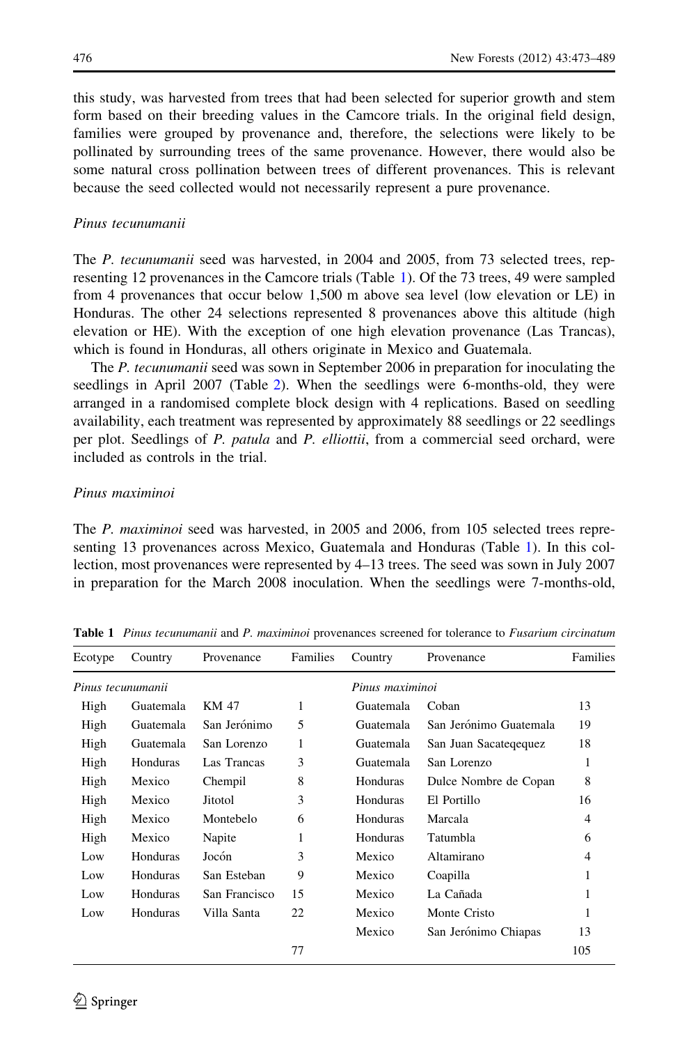this study, was harvested from trees that had been selected for superior growth and stem form based on their breeding values in the Camcore trials. In the original field design, families were grouped by provenance and, therefore, the selections were likely to be pollinated by surrounding trees of the same provenance. However, there would also be some natural cross pollination between trees of different provenances. This is relevant because the seed collected would not necessarily represent a pure provenance.

### *Pinus tecunumanii*

The *P. tecunumanii* seed was harvested, in 2004 and 2005, from 73 selected trees, representing 12 provenances in the Camcore trials (Table 1). Of the 73 trees, 49 were sampled from 4 provenances that occur below 1,500 m above sea level (low elevation or LE) in Honduras. The other 24 selections represented 8 provenances above this altitude (high elevation or HE). With the exception of one high elevation provenance (Las Trancas), which is found in Honduras, all others originate in Mexico and Guatemala.

The *P. tecunumanii* seed was sown in September 2006 in preparation for inoculating the seedlings in April 2007 (Table 2). When the seedlings were 6-months-old, they were arranged in a randomised complete block design with 4 replications. Based on seedling availability, each treatment was represented by approximately 88 seedlings or 22 seedlings per plot. Seedlings of *P. patula* and *P. elliottii*, from a commercial seed orchard, were included as controls in the trial.

### *Pinus maximinoi*

The *P. maximinoi* seed was harvested, in 2005 and 2006, from 105 selected trees representing 13 provenances across Mexico, Guatemala and Honduras (Table 1). In this collection, most provenances were represented by 4–13 trees. The seed was sown in July 2007 in preparation for the March 2008 inoculation. When the seedlings were 7-months-old,

**Table 1** *Pinus tecunumanii* and *P. maximinoi* provenances screened for tolerance to *Fusarium circinatum*

| Ecotype | Country | Provenance | Families | Country | Provenance | Families |
|---|---|---|---|---|---|---|
| *Pinus tecunumanii* | | | | *Pinus maximinoi* | | |
| High | Guatemala | KM 47 | 1 | Guatemala | Coban | 13 |
| High | Guatemala | San Jerónimo | 5 | Guatemala | San Jerónimo Guatemala | 19 |
| High | Guatemala | San Lorenzo | 1 | Guatemala | San Juan Sacateqequez | 18 |
| High | Honduras | Las Trancas | 3 | Guatemala | San Lorenzo | 1 |
| High | Mexico | Chempil | 8 | Honduras | Dulce Nombre de Copan | 8 |
| High | Mexico | Jitotol | 3 | Honduras | El Portillo | 16 |
| High | Mexico | Montebelo | 6 | Honduras | Marcala | 4 |
| High | Mexico | Napite | 1 | Honduras | Tatumbla | 6 |
| Low | Honduras | Jocón | 3 | Mexico | Altamirano | 4 |
| Low | Honduras | San Esteban | 9 | Mexico | Coapilla | 1 |
| Low | Honduras | San Francisco | 15 | Mexico | La Cañada | 1 |
| Low | Honduras | Villa Santa | 22 | Mexico | Monte Cristo | 1 |
| | | | | Mexico | San Jerónimo Chiapas | 13 |
| | | | 77 | | | 105 |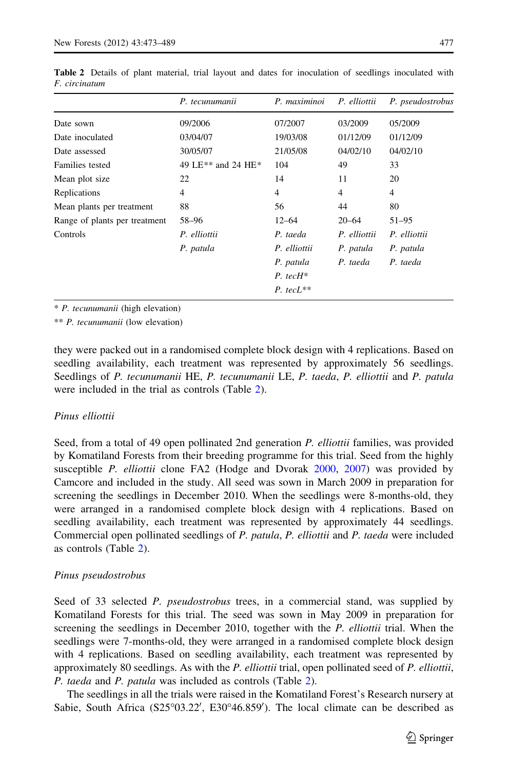**Table 2** Details of plant material, trial layout and dates for inoculation of seedlings inoculated with *F. circinatum*

| | *P. tecunumanii* | *P. maximinoi* | *P. elliottii* | *P. pseudostrobus* |
|---|---|---|---|---|
| Date sown | 09/2006 | 07/2007 | 03/2009 | 05/2009 |
| Date inoculated | 03/04/07 | 19/03/08 | 01/12/09 | 01/12/09 |
| Date assessed | 30/05/07 | 21/05/08 | 04/02/10 | 04/02/10 |
| Families tested | 49 LE** and 24 HE* | 104 | 49 | 33 |
| Mean plot size | 22 | 14 | 11 | 20 |
| Replications | 4 | 4 | 4 | 4 |
| Mean plants per treatment | 88 | 56 | 44 | 80 |
| Range of plants per treatment | 58–96 | 12–64 | 20–64 | 51–95 |
| Controls | *P. elliottii* | *P. taeda* | *P. elliottii* | *P. elliottii* |
| | *P. patula* | *P. elliottii* | *P. patula* | *P. patula* |
| | | *P. patula* | *P. taeda* | *P. taeda* |
| | | *P. tecH** | | |
| | | *P. tecL*** | | |

\* *P. tecunumanii* (high elevation)

\*\* *P. tecunumanii* (low elevation)

they were packed out in a randomised complete block design with 4 replications. Based on seedling availability, each treatment was represented by approximately 56 seedlings. Seedlings of *P. tecunumanii* HE, *P. tecunumanii* LE, *P. taeda*, *P. elliottii* and *P. patula* were included in the trial as controls (Table 2).

### *Pinus elliottii*

Seed, from a total of 49 open pollinated 2nd generation *P. elliottii* families, was provided by Komatiland Forests from their breeding programme for this trial. Seed from the highly susceptible *P. elliottii* clone FA2 (Hodge and Dvorak 2000, 2007) was provided by Camcore and included in the study. All seed was sown in March 2009 in preparation for screening the seedlings in December 2010. When the seedlings were 8-months-old, they were arranged in a randomised complete block design with 4 replications. Based on seedling availability, each treatment was represented by approximately 44 seedlings. Commercial open pollinated seedlings of *P. patula*, *P. elliottii* and *P. taeda* were included as controls (Table 2).

### *Pinus pseudostrobus*

Seed of 33 selected *P. pseudostrobus* trees, in a commercial stand, was supplied by Komatiland Forests for this trial. The seed was sown in May 2009 in preparation for screening the seedlings in December 2010, together with the *P. elliottii* trial. When the seedlings were 7-months-old, they were arranged in a randomised complete block design with 4 replications. Based on seedling availability, each treatment was represented by approximately 80 seedlings. As with the *P. elliottii* trial, open pollinated seed of *P. elliottii*, *P. taeda* and *P. patula* was included as controls (Table 2).

The seedlings in all the trials were raised in the Komatiland Forest's Research nursery at Sabie, South Africa (S25°03.22′, E30°46.859′). The local climate can be described as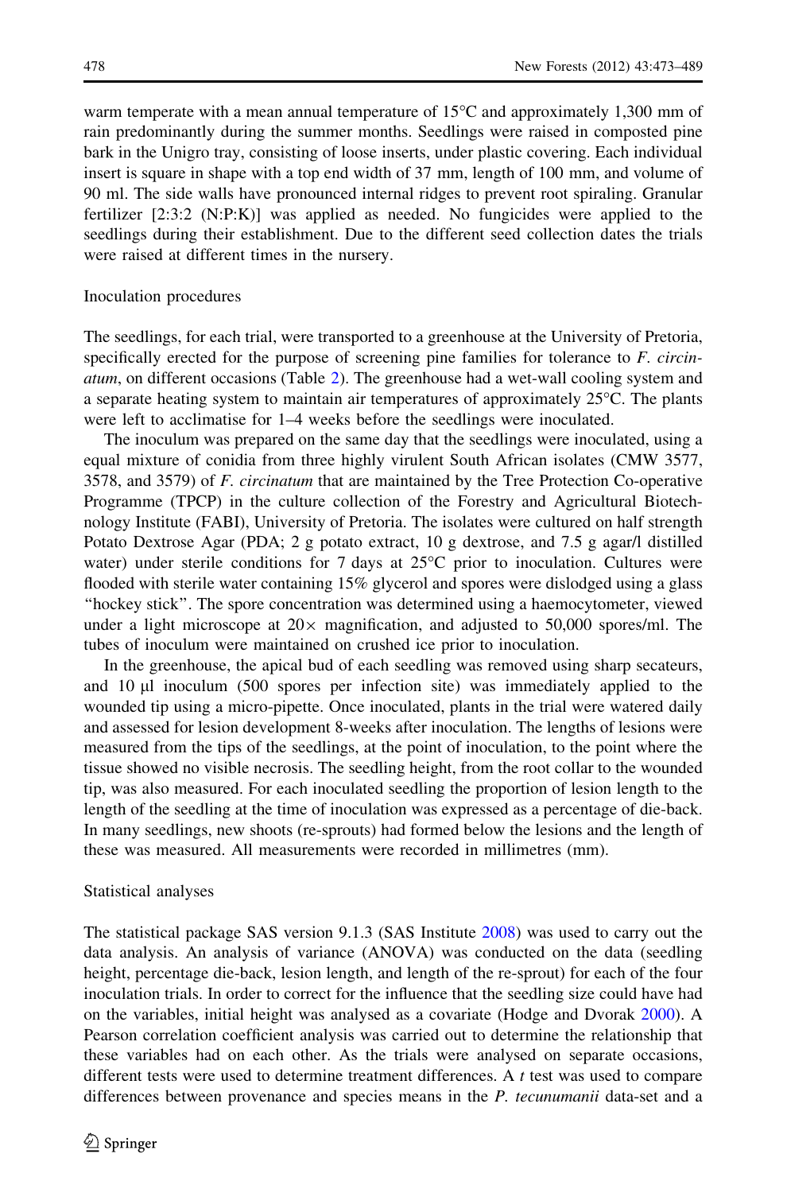warm temperate with a mean annual temperature of 15°C and approximately 1,300 mm of rain predominantly during the summer months. Seedlings were raised in composted pine bark in the Unigro tray, consisting of loose inserts, under plastic covering. Each individual insert is square in shape with a top end width of 37 mm, length of 100 mm, and volume of 90 ml. The side walls have pronounced internal ridges to prevent root spiraling. Granular fertilizer [2:3:2 (N:P:K)] was applied as needed. No fungicides were applied to the seedlings during their establishment. Due to the different seed collection dates the trials were raised at different times in the nursery.

## Inoculation procedures

The seedlings, for each trial, were transported to a greenhouse at the University of Pretoria, specifically erected for the purpose of screening pine families for tolerance to *F. circinatum*, on different occasions (Table 2). The greenhouse had a wet-wall cooling system and a separate heating system to maintain air temperatures of approximately 25°C. The plants were left to acclimatise for 1–4 weeks before the seedlings were inoculated.

The inoculum was prepared on the same day that the seedlings were inoculated, using a equal mixture of conidia from three highly virulent South African isolates (CMW 3577, 3578, and 3579) of *F. circinatum* that are maintained by the Tree Protection Co-operative Programme (TPCP) in the culture collection of the Forestry and Agricultural Biotechnology Institute (FABI), University of Pretoria. The isolates were cultured on half strength Potato Dextrose Agar (PDA; 2 g potato extract, 10 g dextrose, and 7.5 g agar/l distilled water) under sterile conditions for 7 days at 25°C prior to inoculation. Cultures were flooded with sterile water containing 15% glycerol and spores were dislodged using a glass "hockey stick". The spore concentration was determined using a haemocytometer, viewed under a light microscope at 20× magnification, and adjusted to 50,000 spores/ml. The tubes of inoculum were maintained on crushed ice prior to inoculation.

In the greenhouse, the apical bud of each seedling was removed using sharp secateurs, and 10 μl inoculum (500 spores per infection site) was immediately applied to the wounded tip using a micro-pipette. Once inoculated, plants in the trial were watered daily and assessed for lesion development 8-weeks after inoculation. The lengths of lesions were measured from the tips of the seedlings, at the point of inoculation, to the point where the tissue showed no visible necrosis. The seedling height, from the root collar to the wounded tip, was also measured. For each inoculated seedling the proportion of lesion length to the length of the seedling at the time of inoculation was expressed as a percentage of die-back. In many seedlings, new shoots (re-sprouts) had formed below the lesions and the length of these was measured. All measurements were recorded in millimetres (mm).

## Statistical analyses

The statistical package SAS version 9.1.3 (SAS Institute 2008) was used to carry out the data analysis. An analysis of variance (ANOVA) was conducted on the data (seedling height, percentage die-back, lesion length, and length of the re-sprout) for each of the four inoculation trials. In order to correct for the influence that the seedling size could have had on the variables, initial height was analysed as a covariate (Hodge and Dvorak 2000). A Pearson correlation coefficient analysis was carried out to determine the relationship that these variables had on each other. As the trials were analysed on separate occasions, different tests were used to determine treatment differences. A $t$ test was used to compare differences between provenance and species means in the *P. tecunumanii* data-set and a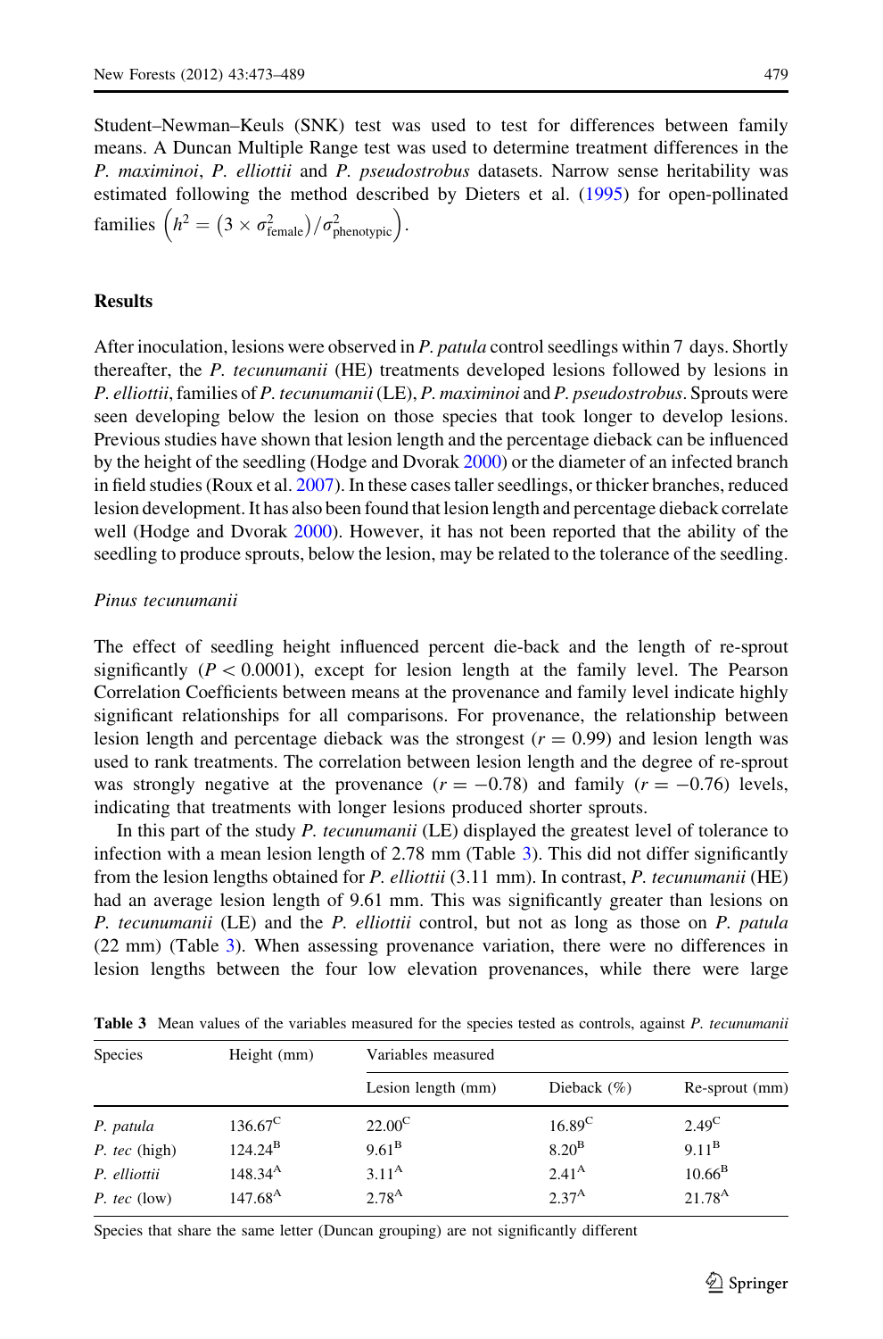Student–Newman–Keuls (SNK) test was used to test for differences between family means. A Duncan Multiple Range test was used to determine treatment differences in the *P. maximinoi*, *P. elliottii* and *P. pseudostrobus* datasets. Narrow sense heritability was estimated following the method described by Dieters et al. (1995) for open-pollinated families $\left(h^2 = \left(3 \times \sigma^2_{\text{female}}\right)/\sigma^2_{\text{phenotypic}}\right)$.

## Results

After inoculation, lesions were observed in *P. patula* control seedlings within 7 days. Shortly thereafter, the *P. tecunumanii* (HE) treatments developed lesions followed by lesions in *P. elliottii*, families of *P. tecunumanii* (LE), *P. maximinoi* and *P. pseudostrobus*. Sprouts were seen developing below the lesion on those species that took longer to develop lesions. Previous studies have shown that lesion length and the percentage dieback can be influenced by the height of the seedling (Hodge and Dvorak 2000) or the diameter of an infected branch in field studies (Roux et al. 2007). In these cases taller seedlings, or thicker branches, reduced lesion development. It has also been found that lesion length and percentage dieback correlate well (Hodge and Dvorak 2000). However, it has not been reported that the ability of the seedling to produce sprouts, below the lesion, may be related to the tolerance of the seedling.

### *Pinus tecunumanii*

The effect of seedling height influenced percent die-back and the length of re-sprout significantly ($P < 0.0001$), except for lesion length at the family level. The Pearson Correlation Coefficients between means at the provenance and family level indicate highly significant relationships for all comparisons. For provenance, the relationship between lesion length and percentage dieback was the strongest ($r = 0.99$) and lesion length was used to rank treatments. The correlation between lesion length and the degree of re-sprout was strongly negative at the provenance ($r = -0.78$) and family ($r = -0.76$) levels, indicating that treatments with longer lesions produced shorter sprouts.

In this part of the study *P. tecunumanii* (LE) displayed the greatest level of tolerance to infection with a mean lesion length of 2.78 mm (Table 3). This did not differ significantly from the lesion lengths obtained for *P. elliottii* (3.11 mm). In contrast, *P. tecunumanii* (HE) had an average lesion length of 9.61 mm. This was significantly greater than lesions on *P. tecunumanii* (LE) and the *P. elliottii* control, but not as long as those on *P. patula* (22 mm) (Table 3). When assessing provenance variation, there were no differences in lesion lengths between the four low elevation provenances, while there were large

**Table 3** Mean values of the variables measured for the species tested as controls, against *P. tecunumanii*

| Species | Height (mm) | Variables measured | | |
|---|---|---|---|---|
| | | Lesion length (mm) | Dieback (%) | Re-sprout (mm) |
| *P. patula* | $136.67^{C}$ | $22.00^{C}$ | $16.89^{C}$ | $2.49^{C}$ |
| *P. tec* (high) | $124.24^{B}$ | $9.61^{B}$ | $8.20^{B}$ | $9.11^{B}$ |
| *P. elliottii* | $148.34^{A}$ | $3.11^{A}$ | $2.41^{A}$ | $10.66^{B}$ |
| *P. tec* (low) | $147.68^{A}$ | $2.78^{A}$ | $2.37^{A}$ | $21.78^{A}$ |

Species that share the same letter (Duncan grouping) are not significantly different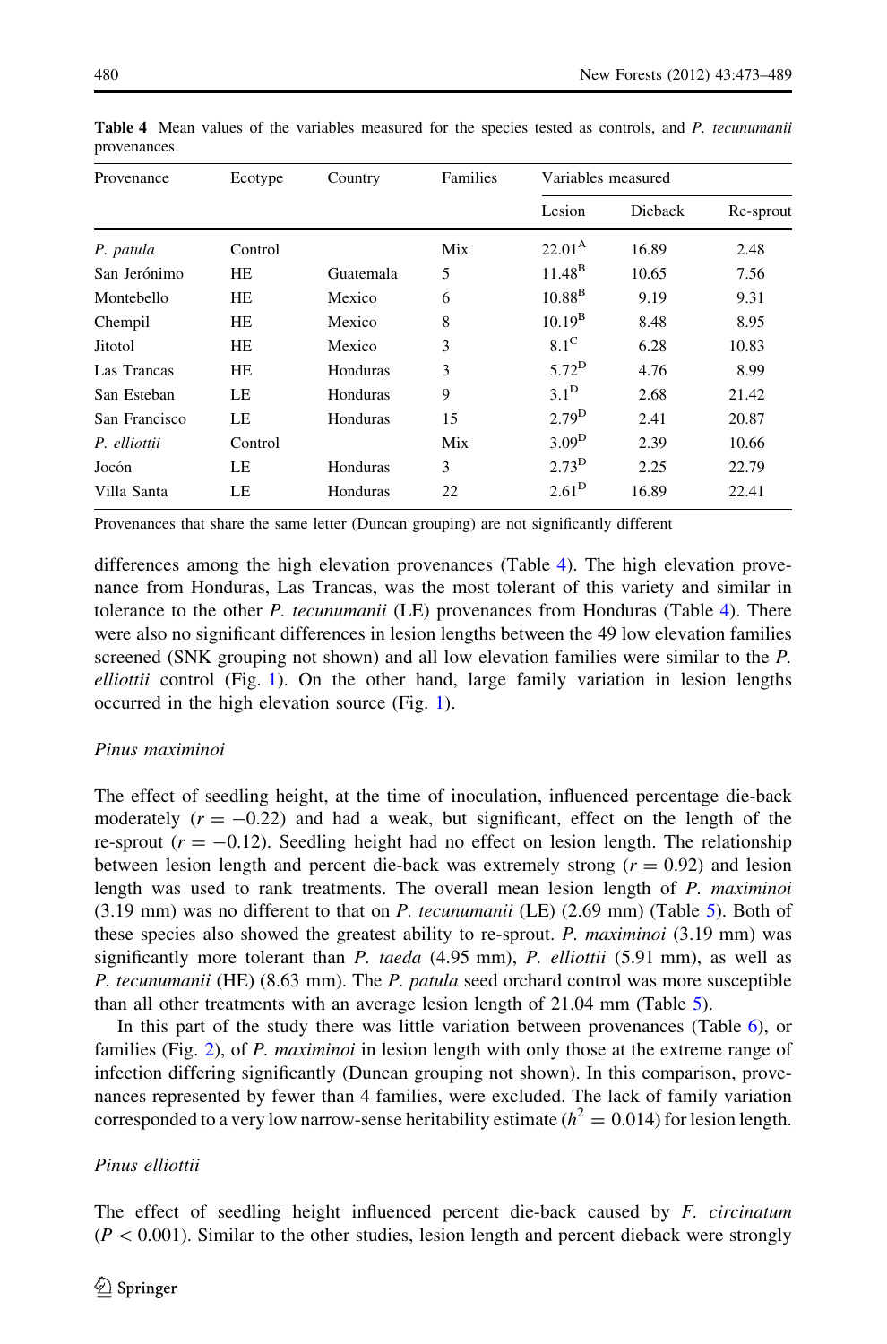**Table 4** Mean values of the variables measured for the species tested as controls, and *P. tecunumanii* provenances

| Provenance | Ecotype | Country | Families | Variables measured | | |
|---|---|---|---|---|---|---|
| | | | | Lesion | Dieback | Re-sprout |
| *P. patula* | Control | | Mix | 22.01[A] | 16.89 | 2.48 |
| San Jerónimo | HE | Guatemala | 5 | 11.48[B] | 10.65 | 7.56 |
| Montebello | HE | Mexico | 6 | 10.88[B] | 9.19 | 9.31 |
| Chempil | HE | Mexico | 8 | 10.19[B] | 8.48 | 8.95 |
| Jitotol | HE | Mexico | 3 | 8.1[C] | 6.28 | 10.83 |
| Las Trancas | HE | Honduras | 3 | 5.72[D] | 4.76 | 8.99 |
| San Esteban | LE | Honduras | 9 | 3.1[D] | 2.68 | 21.42 |
| San Francisco | LE | Honduras | 15 | 2.79[D] | 2.41 | 20.87 |
| *P. elliottii* | Control | | Mix | 3.09[D] | 2.39 | 10.66 |
| Jocón | LE | Honduras | 3 | 2.73[D] | 2.25 | 22.79 |
| Villa Santa | LE | Honduras | 22 | 2.61[D] | 16.89 | 22.41 |

Provenances that share the same letter (Duncan grouping) are not significantly different

differences among the high elevation provenances (Table 4). The high elevation provenance from Honduras, Las Trancas, was the most tolerant of this variety and similar in tolerance to the other *P. tecunumanii* (LE) provenances from Honduras (Table 4). There were also no significant differences in lesion lengths between the 49 low elevation families screened (SNK grouping not shown) and all low elevation families were similar to the *P. elliottii* control (Fig. 1). On the other hand, large family variation in lesion lengths occurred in the high elevation source (Fig. 1).

### *Pinus maximinoi*

The effect of seedling height, at the time of inoculation, influenced percentage die-back moderately ($r = -0.22$) and had a weak, but significant, effect on the length of the re-sprout ($r = -0.12$). Seedling height had no effect on lesion length. The relationship between lesion length and percent die-back was extremely strong ($r = 0.92$) and lesion length was used to rank treatments. The overall mean lesion length of *P. maximinoi* (3.19 mm) was no different to that on *P. tecunumanii* (LE) (2.69 mm) (Table 5). Both of these species also showed the greatest ability to re-sprout. *P. maximinoi* (3.19 mm) was significantly more tolerant than *P. taeda* (4.95 mm), *P. elliottii* (5.91 mm), as well as *P. tecunumanii* (HE) (8.63 mm). The *P. patula* seed orchard control was more susceptible than all other treatments with an average lesion length of 21.04 mm (Table 5).

In this part of the study there was little variation between provenances (Table 6), or families (Fig. 2), of *P. maximinoi* in lesion length with only those at the extreme range of infection differing significantly (Duncan grouping not shown). In this comparison, provenances represented by fewer than 4 families, were excluded. The lack of family variation corresponded to a very low narrow-sense heritability estimate ($h^2 = 0.014$) for lesion length.

### *Pinus elliottii*

The effect of seedling height influenced percent die-back caused by *F. circinatum* ($P < 0.001$). Similar to the other studies, lesion length and percent dieback were strongly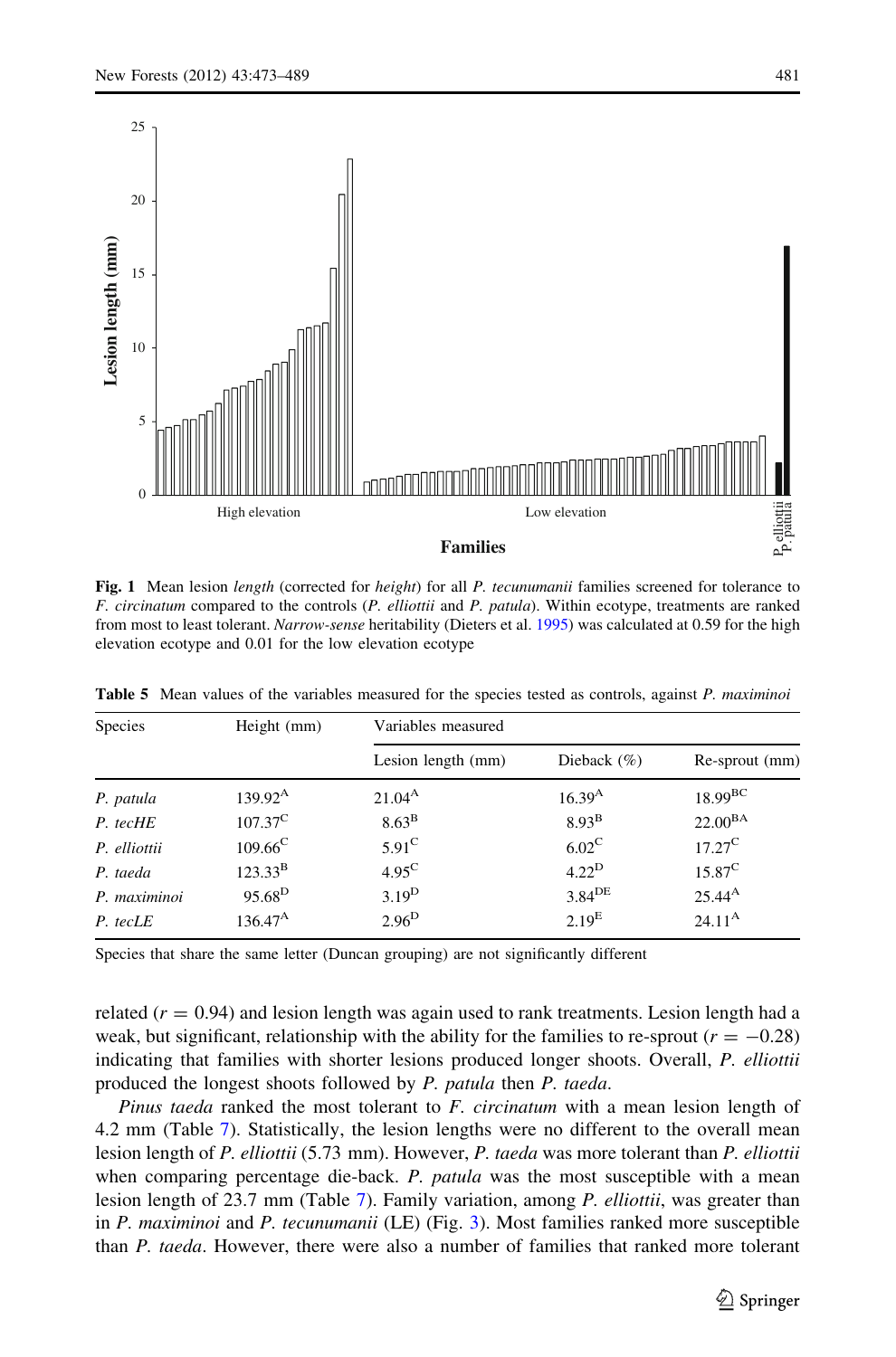**Fig. 1** Mean lesion *length* (corrected for *height*) for all *P. tecunumanii* families screened for tolerance to *F. circinatum* compared to the controls (*P. elliottii* and *P. patula*). Within ecotype, treatments are ranked from most to least tolerant. *Narrow-sense* heritability (Dieters et al. 1995) was calculated at 0.59 for the high elevation ecotype and 0.01 for the low elevation ecotype

**Table 5** Mean values of the variables measured for the species tested as controls, against *P. maximinoi*

| Species | Height (mm) | Variables measured | | |
|---|---|---|---|---|
| | | Lesion length (mm) | Dieback (%) | Re-sprout (mm) |
| *P. patula* | 139.92[A] | 21.04[A] | 16.39[A] | 18.99[BC] |
| *P. tecHE* | 107.37[C] | 8.63[B] | 8.93[B] | 22.00[BA] |
| *P. elliottii* | 109.66[C] | 5.91[C] | 6.02[C] | 17.27[C] |
| *P. taeda* | 123.33[B] | 4.95[C] | 4.22[D] | 15.87[C] |
| *P. maximinoi* | 95.68[D] | 3.19[D] | 3.84[DE] | 25.44[A] |
| *P. tecLE* | 136.47[A] | 2.96[D] | 2.19[E] | 24.11[A] |

Species that share the same letter (Duncan grouping) are not significantly different

related ($r = 0.94$) and lesion length was again used to rank treatments. Lesion length had a weak, but significant, relationship with the ability for the families to re-sprout ($r = -0.28$) indicating that families with shorter lesions produced longer shoots. Overall, *P. elliottii* produced the longest shoots followed by *P. patula* then *P. taeda*.

*Pinus taeda* ranked the most tolerant to *F. circinatum* with a mean lesion length of 4.2 mm (Table 7). Statistically, the lesion lengths were no different to the overall mean lesion length of *P. elliottii* (5.73 mm). However, *P. taeda* was more tolerant than *P. elliottii* when comparing percentage die-back. *P. patula* was the most susceptible with a mean lesion length of 23.7 mm (Table 7). Family variation, among *P. elliottii*, was greater than in *P. maximinoi* and *P. tecunumanii* (LE) (Fig. 3). Most families ranked more susceptible than *P. taeda*. However, there were also a number of families that ranked more tolerant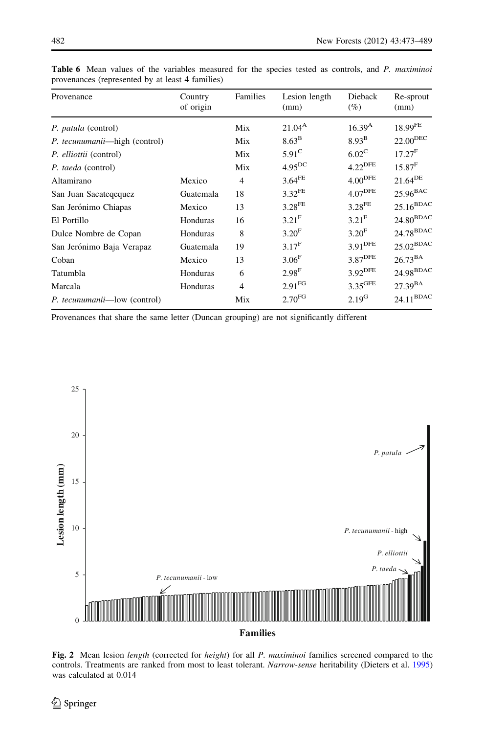**Table 6** Mean values of the variables measured for the species tested as controls, and *P. maximinoi* provenances (represented by at least 4 families)

| Provenance | Country of origin | Families | Lesion length (mm) | Dieback (%) | Re-sprout (mm) |
|---|---|---|---|---|---|
| *P. patula* (control) | | Mix | $21.04^{A}$ | $16.39^{A}$ | $18.99^{FE}$ |
| *P. tecunumanii*—high (control) | | Mix | $8.63^{B}$ | $8.93^{B}$ | $22.00^{DEC}$ |
| *P. elliottii* (control) | | Mix | $5.91^{C}$ | $6.02^{C}$ | $17.27^{F}$ |
| *P. taeda* (control) | | Mix | $4.95^{DC}$ | $4.22^{DFE}$ | $15.87^{F}$ |
| Altamirano | Mexico | 4 | $3.64^{FE}$ | $4.00^{DFE}$ | $21.64^{DE}$ |
| San Juan Sacateqequez | Guatemala | 18 | $3.32^{FE}$ | $4.07^{DFE}$ | $25.96^{BAC}$ |
| San Jerónimo Chiapas | Mexico | 13 | $3.28^{FE}$ | $3.28^{FE}$ | $25.16^{BDAC}$ |
| El Portillo | Honduras | 16 | $3.21^{F}$ | $3.21^{F}$ | $24.80^{BDAC}$ |
| Dulce Nombre de Copan | Honduras | 8 | $3.20^{F}$ | $3.20^{F}$ | $24.78^{BDAC}$ |
| San Jerónimo Baja Verapaz | Guatemala | 19 | $3.17^{F}$ | $3.91^{DFE}$ | $25.02^{BDAC}$ |
| Coban | Mexico | 13 | $3.06^{F}$ | $3.87^{DFE}$ | $26.73^{BA}$ |
| Tatumbla | Honduras | 6 | $2.98^{F}$ | $3.92^{DFE}$ | $24.98^{BDAC}$ |
| Marcala | Honduras | 4 | $2.91^{FG}$ | $3.35^{GFE}$ | $27.39^{BA}$ |
| *P. tecunumanii*—low (control) | | Mix | $2.70^{FG}$ | $2.19^{G}$ | $24.11^{BDAC}$ |

Provenances that share the same letter (Duncan grouping) are not significantly different

**Fig. 2** Mean lesion *length* (corrected for *height*) for all *P. maximinoi* families screened compared to the controls. Treatments are ranked from most to least tolerant. *Narrow-sense* heritability (Dieters et al. 1995) was calculated at 0.014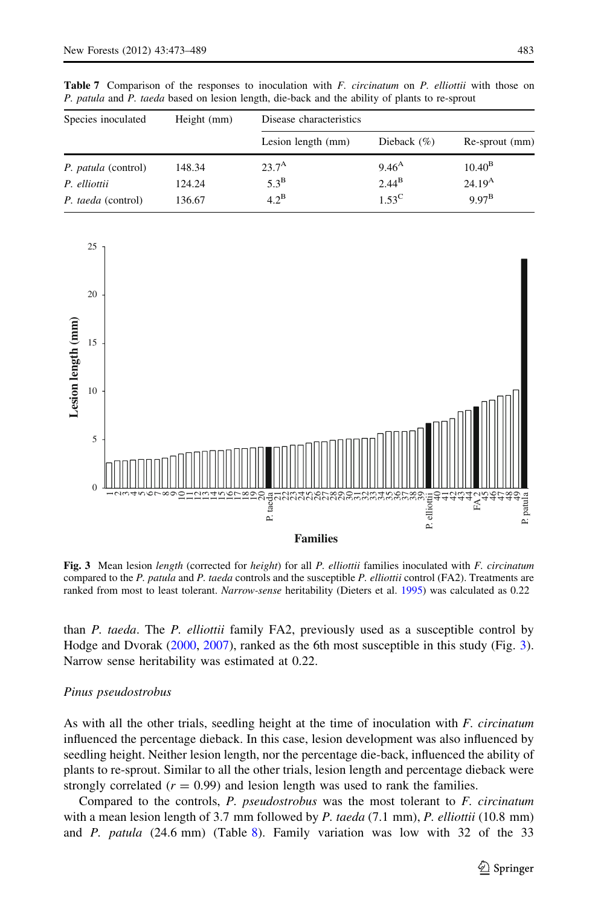**Table 7** Comparison of the responses to inoculation with *F. circinatum* on *P. elliottii* with those on *P. patula* and *P. taeda* based on lesion length, die-back and the ability of plants to re-sprout

| Species inoculated | Height (mm) | Disease characteristics | | |
|---|---|---|---|---|
| | | Lesion length (mm) | Dieback (%) | Re-sprout (mm) |
| *P. patula* (control) | 148.34 | 23.7[A] | 9.46[A] | 10.40[B] |
| *P. elliottii* | 124.24 | 5.3[B] | 2.44[B] | 24.19[A] |
| *P. taeda* (control) | 136.67 | 4.2[B] | 1.53[C] | 9.97[B] |

**Fig. 3** Mean lesion *length* (corrected for *height*) for all *P. elliottii* families inoculated with *F. circinatum* compared to the *P. patula* and *P. taeda* controls and the susceptible *P. elliottii* control (FA2). Treatments are ranked from most to least tolerant. *Narrow-sense* heritability (Dieters et al. 1995) was calculated as 0.22

than *P. taeda*. The *P. elliottii* family FA2, previously used as a susceptible control by Hodge and Dvorak (2000, 2007), ranked as the 6th most susceptible in this study (Fig. 3). Narrow sense heritability was estimated at 0.22.

*Pinus pseudostrobus*

As with all the other trials, seedling height at the time of inoculation with *F. circinatum* influenced the percentage dieback. In this case, lesion development was also influenced by seedling height. Neither lesion length, nor the percentage die-back, influenced the ability of plants to re-sprout. Similar to all the other trials, lesion length and percentage dieback were strongly correlated ($r = 0.99$) and lesion length was used to rank the families.

Compared to the controls, *P. pseudostrobus* was the most tolerant to *F. circinatum* with a mean lesion length of 3.7 mm followed by *P. taeda* (7.1 mm), *P. elliottii* (10.8 mm) and *P. patula* (24.6 mm) (Table 8). Family variation was low with 32 of the 33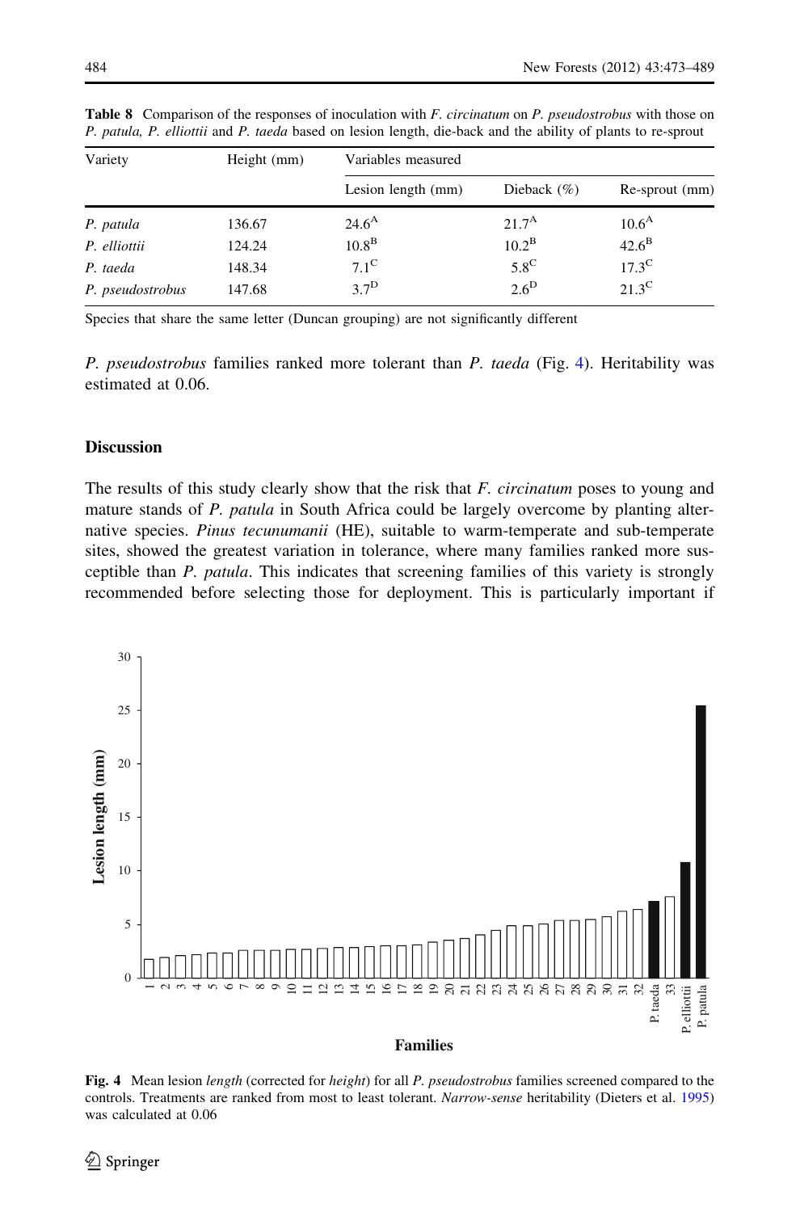**Table 8** Comparison of the responses of inoculation with *F. circinatum* on *P. pseudostrobus* with those on *P. patula, P. elliottii* and *P. taeda* based on lesion length, die-back and the ability of plants to re-sprout

| Variety | Height (mm) | Variables measured | | |
|---|---|---|---|---|
| | | Lesion length (mm) | Dieback (%) | Re-sprout (mm) |
| *P. patula* | 136.67 | $24.6^{A}$ | $21.7^{A}$ | $10.6^{A}$ |
| *P. elliottii* | 124.24 | $10.8^{B}$ | $10.2^{B}$ | $42.6^{B}$ |
| *P. taeda* | 148.34 | $7.1^{C}$ | $5.8^{C}$ | $17.3^{C}$ |
| *P. pseudostrobus* | 147.68 | $3.7^{D}$ | $2.6^{D}$ | $21.3^{C}$ |

Species that share the same letter (Duncan grouping) are not significantly different

*P. pseudostrobus* families ranked more tolerant than *P. taeda* (Fig. 4). Heritability was estimated at 0.06.

## Discussion

The results of this study clearly show that the risk that *F. circinatum* poses to young and mature stands of *P. patula* in South Africa could be largely overcome by planting alternative species. *Pinus tecunumanii* (HE), suitable to warm-temperate and sub-temperate sites, showed the greatest variation in tolerance, where many families ranked more susceptible than *P. patula*. This indicates that screening families of this variety is strongly recommended before selecting those for deployment. This is particularly important if

**Fig. 4** Mean lesion *length* (corrected for *height*) for all *P. pseudostrobus* families screened compared to the controls. Treatments are ranked from most to least tolerant. *Narrow-sense* heritability (Dieters et al. 1995) was calculated at 0.06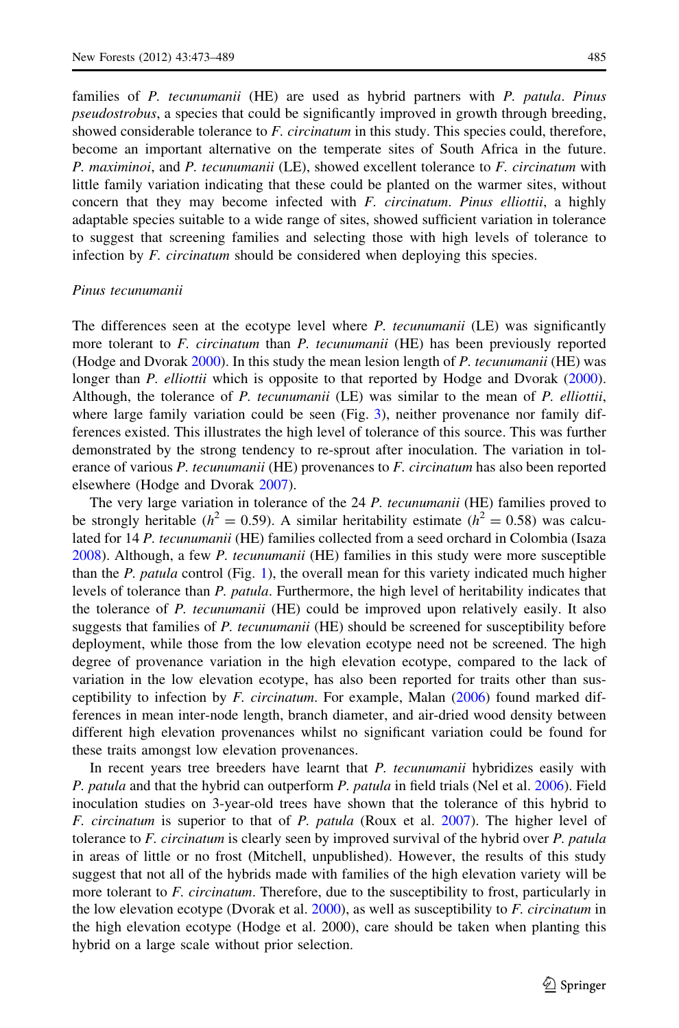families of *P. tecunumanii* (HE) are used as hybrid partners with *P. patula*. *Pinus pseudostrobus*, a species that could be significantly improved in growth through breeding, showed considerable tolerance to *F. circinatum* in this study. This species could, therefore, become an important alternative on the temperate sites of South Africa in the future. *P. maximinoi*, and *P. tecunumanii* (LE), showed excellent tolerance to *F. circinatum* with little family variation indicating that these could be planted on the warmer sites, without concern that they may become infected with *F. circinatum*. *Pinus elliottii*, a highly adaptable species suitable to a wide range of sites, showed sufficient variation in tolerance to suggest that screening families and selecting those with high levels of tolerance to infection by *F. circinatum* should be considered when deploying this species.

### *Pinus tecunumanii*

The differences seen at the ecotype level where *P. tecunumanii* (LE) was significantly more tolerant to *F. circinatum* than *P. tecunumanii* (HE) has been previously reported (Hodge and Dvorak 2000). In this study the mean lesion length of *P. tecunumanii* (HE) was longer than *P. elliottii* which is opposite to that reported by Hodge and Dvorak (2000). Although, the tolerance of *P. tecunumanii* (LE) was similar to the mean of *P. elliottii*, where large family variation could be seen (Fig. 3), neither provenance nor family differences existed. This illustrates the high level of tolerance of this source. This was further demonstrated by the strong tendency to re-sprout after inoculation. The variation in tolerance of various *P. tecunumanii* (HE) provenances to *F. circinatum* has also been reported elsewhere (Hodge and Dvorak 2007).

The very large variation in tolerance of the 24 *P. tecunumanii* (HE) families proved to be strongly heritable ($h^2 = 0.59$). A similar heritability estimate ($h^2 = 0.58$) was calculated for 14 *P. tecunumanii* (HE) families collected from a seed orchard in Colombia (Isaza 2008). Although, a few *P. tecunumanii* (HE) families in this study were more susceptible than the *P. patula* control (Fig. 1), the overall mean for this variety indicated much higher levels of tolerance than *P. patula*. Furthermore, the high level of heritability indicates that the tolerance of *P. tecunumanii* (HE) could be improved upon relatively easily. It also suggests that families of *P. tecunumanii* (HE) should be screened for susceptibility before deployment, while those from the low elevation ecotype need not be screened. The high degree of provenance variation in the high elevation ecotype, compared to the lack of variation in the low elevation ecotype, has also been reported for traits other than susceptibility to infection by *F. circinatum*. For example, Malan (2006) found marked differences in mean inter-node length, branch diameter, and air-dried wood density between different high elevation provenances whilst no significant variation could be found for these traits amongst low elevation provenances.

In recent years tree breeders have learnt that *P. tecunumanii* hybridizes easily with *P. patula* and that the hybrid can outperform *P. patula* in field trials (Nel et al. 2006). Field inoculation studies on 3-year-old trees have shown that the tolerance of this hybrid to *F. circinatum* is superior to that of *P. patula* (Roux et al. 2007). The higher level of tolerance to *F. circinatum* is clearly seen by improved survival of the hybrid over *P. patula* in areas of little or no frost (Mitchell, unpublished). However, the results of this study suggest that not all of the hybrids made with families of the high elevation variety will be more tolerant to *F. circinatum*. Therefore, due to the susceptibility to frost, particularly in the low elevation ecotype (Dvorak et al. 2000), as well as susceptibility to *F. circinatum* in the high elevation ecotype (Hodge et al. 2000), care should be taken when planting this hybrid on a large scale without prior selection.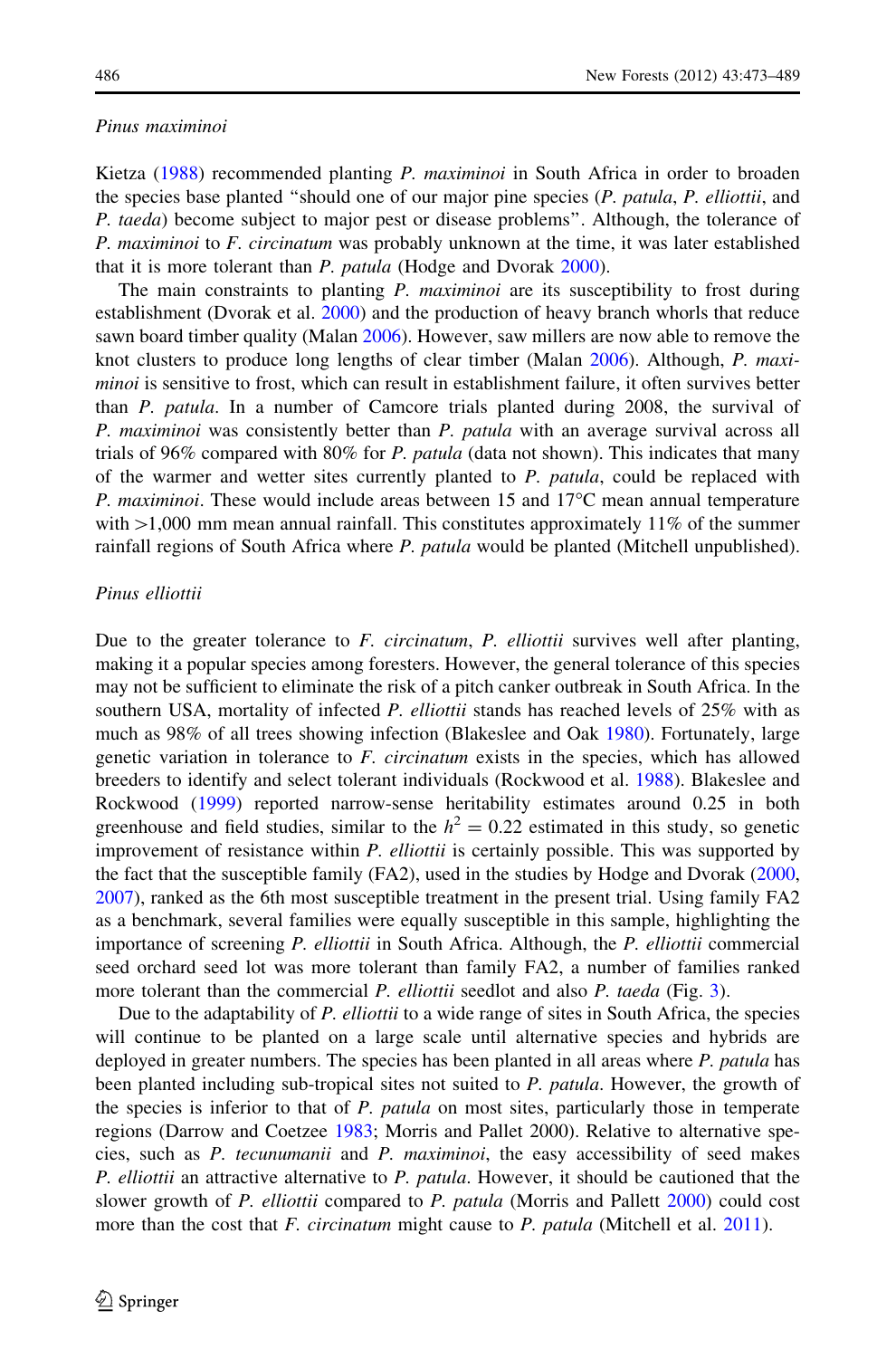### *Pinus maximinoi*

Kietza (1988) recommended planting *P. maximinoi* in South Africa in order to broaden the species base planted "should one of our major pine species (*P. patula*, *P. elliottii*, and *P. taeda*) become subject to major pest or disease problems". Although, the tolerance of *P. maximinoi* to *F. circinatum* was probably unknown at the time, it was later established that it is more tolerant than *P. patula* (Hodge and Dvorak 2000).

The main constraints to planting *P. maximinoi* are its susceptibility to frost during establishment (Dvorak et al. 2000) and the production of heavy branch whorls that reduce sawn board timber quality (Malan 2006). However, saw millers are now able to remove the knot clusters to produce long lengths of clear timber (Malan 2006). Although, *P. maximinoi* is sensitive to frost, which can result in establishment failure, it often survives better than *P. patula*. In a number of Camcore trials planted during 2008, the survival of *P. maximinoi* was consistently better than *P. patula* with an average survival across all trials of 96% compared with 80% for *P. patula* (data not shown). This indicates that many of the warmer and wetter sites currently planted to *P. patula*, could be replaced with *P. maximinoi*. These would include areas between 15 and 17°C mean annual temperature with >1,000 mm mean annual rainfall. This constitutes approximately 11% of the summer rainfall regions of South Africa where *P. patula* would be planted (Mitchell unpublished).

### *Pinus elliottii*

Due to the greater tolerance to *F. circinatum*, *P. elliottii* survives well after planting, making it a popular species among foresters. However, the general tolerance of this species may not be sufficient to eliminate the risk of a pitch canker outbreak in South Africa. In the southern USA, mortality of infected *P. elliottii* stands has reached levels of 25% with as much as 98% of all trees showing infection (Blakeslee and Oak 1980). Fortunately, large genetic variation in tolerance to *F. circinatum* exists in the species, which has allowed breeders to identify and select tolerant individuals (Rockwood et al. 1988). Blakeslee and Rockwood (1999) reported narrow-sense heritability estimates around 0.25 in both greenhouse and field studies, similar to the $h^2 = 0.22$ estimated in this study, so genetic improvement of resistance within *P. elliottii* is certainly possible. This was supported by the fact that the susceptible family (FA2), used in the studies by Hodge and Dvorak (2000, 2007), ranked as the 6th most susceptible treatment in the present trial. Using family FA2 as a benchmark, several families were equally susceptible in this sample, highlighting the importance of screening *P. elliottii* in South Africa. Although, the *P. elliottii* commercial seed orchard seed lot was more tolerant than family FA2, a number of families ranked more tolerant than the commercial *P. elliottii* seedlot and also *P. taeda* (Fig. 3).

Due to the adaptability of *P. elliottii* to a wide range of sites in South Africa, the species will continue to be planted on a large scale until alternative species and hybrids are deployed in greater numbers. The species has been planted in all areas where *P. patula* has been planted including sub-tropical sites not suited to *P. patula*. However, the growth of the species is inferior to that of *P. patula* on most sites, particularly those in temperate regions (Darrow and Coetzee 1983; Morris and Pallet 2000). Relative to alternative species, such as *P. tecunumanii* and *P. maximinoi*, the easy accessibility of seed makes *P. elliottii* an attractive alternative to *P. patula*. However, it should be cautioned that the slower growth of *P. elliottii* compared to *P. patula* (Morris and Pallett 2000) could cost more than the cost that *F. circinatum* might cause to *P. patula* (Mitchell et al. 2011).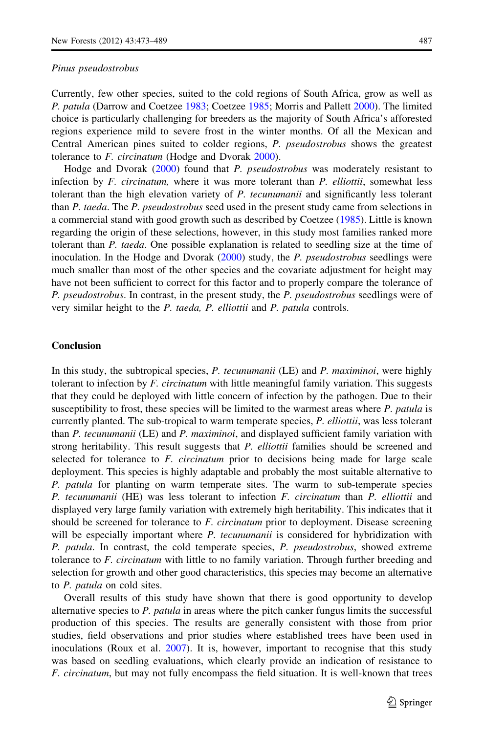*Pinus pseudostrobus*

Currently, few other species, suited to the cold regions of South Africa, grow as well as *P. patula* (Darrow and Coetzee 1983; Coetzee 1985; Morris and Pallett 2000). The limited choice is particularly challenging for breeders as the majority of South Africa's afforested regions experience mild to severe frost in the winter months. Of all the Mexican and Central American pines suited to colder regions, *P. pseudostrobus* shows the greatest tolerance to *F. circinatum* (Hodge and Dvorak 2000).

Hodge and Dvorak (2000) found that *P. pseudostrobus* was moderately resistant to infection by *F. circinatum,* where it was more tolerant than *P. elliottii*, somewhat less tolerant than the high elevation variety of *P. tecunumanii* and significantly less tolerant than *P. taeda*. The *P. pseudostrobus* seed used in the present study came from selections in a commercial stand with good growth such as described by Coetzee (1985). Little is known regarding the origin of these selections, however, in this study most families ranked more tolerant than *P. taeda*. One possible explanation is related to seedling size at the time of inoculation. In the Hodge and Dvorak (2000) study, the *P. pseudostrobus* seedlings were much smaller than most of the other species and the covariate adjustment for height may have not been sufficient to correct for this factor and to properly compare the tolerance of *P. pseudostrobus*. In contrast, in the present study, the *P. pseudostrobus* seedlings were of very similar height to the *P. taeda, P. elliottii* and *P. patula* controls.

## Conclusion

In this study, the subtropical species, *P. tecunumanii* (LE) and *P. maximinoi*, were highly tolerant to infection by *F. circinatum* with little meaningful family variation. This suggests that they could be deployed with little concern of infection by the pathogen. Due to their susceptibility to frost, these species will be limited to the warmest areas where *P. patula* is currently planted. The sub-tropical to warm temperate species, *P. elliottii*, was less tolerant than *P. tecunumanii* (LE) and *P. maximinoi*, and displayed sufficient family variation with strong heritability. This result suggests that *P. elliottii* families should be screened and selected for tolerance to *F. circinatum* prior to decisions being made for large scale deployment. This species is highly adaptable and probably the most suitable alternative to *P. patula* for planting on warm temperate sites. The warm to sub-temperate species *P. tecunumanii* (HE) was less tolerant to infection *F. circinatum* than *P. elliottii* and displayed very large family variation with extremely high heritability. This indicates that it should be screened for tolerance to *F. circinatum* prior to deployment. Disease screening will be especially important where *P. tecunumanii* is considered for hybridization with *P. patula*. In contrast, the cold temperate species, *P. pseudostrobus*, showed extreme tolerance to *F. circinatum* with little to no family variation. Through further breeding and selection for growth and other good characteristics, this species may become an alternative to *P. patula* on cold sites.

Overall results of this study have shown that there is good opportunity to develop alternative species to *P. patula* in areas where the pitch canker fungus limits the successful production of this species. The results are generally consistent with those from prior studies, field observations and prior studies where established trees have been used in inoculations (Roux et al. 2007). It is, however, important to recognise that this study was based on seedling evaluations, which clearly provide an indication of resistance to *F. circinatum*, but may not fully encompass the field situation. It is well-known that trees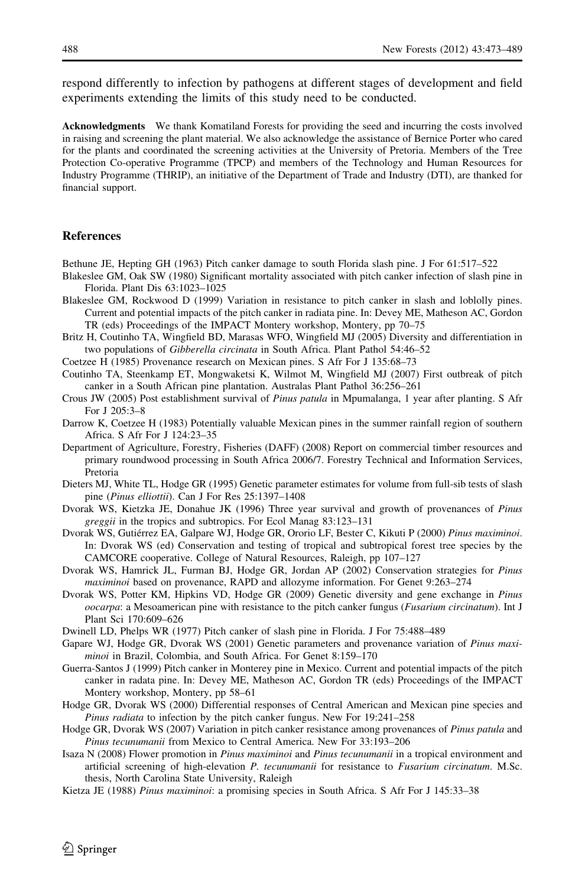respond differently to infection by pathogens at different stages of development and field experiments extending the limits of this study need to be conducted.

**Acknowledgments** We thank Komatiland Forests for providing the seed and incurring the costs involved in raising and screening the plant material. We also acknowledge the assistance of Bernice Porter who cared for the plants and coordinated the screening activities at the University of Pretoria. Members of the Tree Protection Co-operative Programme (TPCP) and members of the Technology and Human Resources for Industry Programme (THRIP), an initiative of the Department of Trade and Industry (DTI), are thanked for financial support.

## References

Bethune JE, Hepting GH (1963) Pitch canker damage to south Florida slash pine. J For 61:517–522

Blakeslee GM, Oak SW (1980) Significant mortality associated with pitch canker infection of slash pine in Florida. Plant Dis 63:1023–1025

Blakeslee GM, Rockwood D (1999) Variation in resistance to pitch canker in slash and loblolly pines. Current and potential impacts of the pitch canker in radiata pine. In: Devey ME, Matheson AC, Gordon TR (eds) Proceedings of the IMPACT Montery workshop, Montery, pp 70–75

Britz H, Coutinho TA, Wingfield BD, Marasas WFO, Wingfield MJ (2005) Diversity and differentiation in two populations of *Gibberella circinata* in South Africa. Plant Pathol 54:46–52

Coetzee H (1985) Provenance research on Mexican pines. S Afr For J 135:68–73

Coutinho TA, Steenkamp ET, Mongwaketsi K, Wilmot M, Wingfield MJ (2007) First outbreak of pitch canker in a South African pine plantation. Australas Plant Pathol 36:256–261

Crous JW (2005) Post establishment survival of *Pinus patula* in Mpumalanga, 1 year after planting. S Afr For J 205:3–8

Darrow K, Coetzee H (1983) Potentially valuable Mexican pines in the summer rainfall region of southern Africa. S Afr For J 124:23–35

Department of Agriculture, Forestry, Fisheries (DAFF) (2008) Report on commercial timber resources and primary roundwood processing in South Africa 2006/7. Forestry Technical and Information Services, Pretoria

Dieters MJ, White TL, Hodge GR (1995) Genetic parameter estimates for volume from full-sib tests of slash pine (*Pinus elliottii*). Can J For Res 25:1397–1408

Dvorak WS, Kietzka JE, Donahue JK (1996) Three year survival and growth of provenances of *Pinus greggii* in the tropics and subtropics. For Ecol Manag 83:123–131

Dvorak WS, Gutiérrez EA, Galpare WJ, Hodge GR, Ororio LF, Bester C, Kikuti P (2000) *Pinus maximinoi*. In: Dvorak WS (ed) Conservation and testing of tropical and subtropical forest tree species by the CAMCORE cooperative. College of Natural Resources, Raleigh, pp 107–127

Dvorak WS, Hamrick JL, Furman BJ, Hodge GR, Jordan AP (2002) Conservation strategies for *Pinus maximinoi* based on provenance, RAPD and allozyme information. For Genet 9:263–274

Dvorak WS, Potter KM, Hipkins VD, Hodge GR (2009) Genetic diversity and gene exchange in *Pinus oocarpa*: a Mesoamerican pine with resistance to the pitch canker fungus (*Fusarium circinatum*). Int J Plant Sci 170:609–626

Dwinell LD, Phelps WR (1977) Pitch canker of slash pine in Florida. J For 75:488–489

Gapare WJ, Hodge GR, Dvorak WS (2001) Genetic parameters and provenance variation of *Pinus maximinoi* in Brazil, Colombia, and South Africa. For Genet 8:159–170

Guerra-Santos J (1999) Pitch canker in Monterey pine in Mexico. Current and potential impacts of the pitch canker in radata pine. In: Devey ME, Matheson AC, Gordon TR (eds) Proceedings of the IMPACT Montery workshop, Montery, pp 58–61

Hodge GR, Dvorak WS (2000) Differential responses of Central American and Mexican pine species and *Pinus radiata* to infection by the pitch canker fungus. New For 19:241–258

Hodge GR, Dvorak WS (2007) Variation in pitch canker resistance among provenances of *Pinus patula* and *Pinus tecunumanii* from Mexico to Central America. New For 33:193–206

Isaza N (2008) Flower promotion in *Pinus maximinoi* and *Pinus tecunumanii* in a tropical environment and artificial screening of high-elevation *P. tecunumanii* for resistance to *Fusarium circinatum*. M.Sc. thesis, North Carolina State University, Raleigh

Kietza JE (1988) *Pinus maximinoi*: a promising species in South Africa. S Afr For J 145:33–38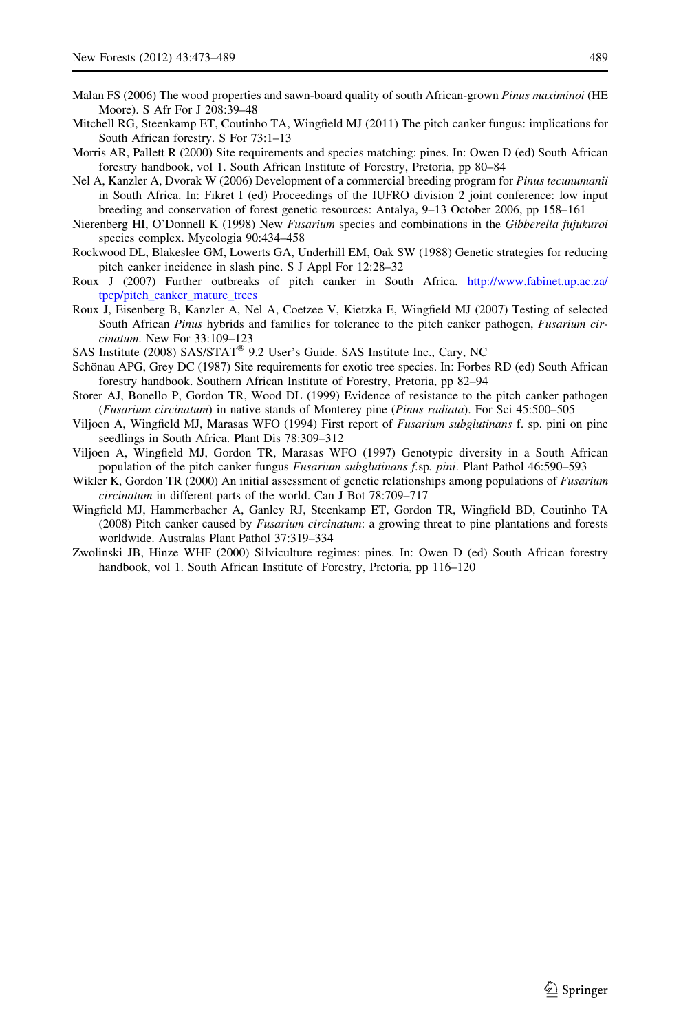Malan FS (2006) The wood properties and sawn-board quality of south African-grown *Pinus maximinoi* (HE Moore). S Afr For J 208:39–48

Mitchell RG, Steenkamp ET, Coutinho TA, Wingfield MJ (2011) The pitch canker fungus: implications for South African forestry. S For 73:1–13

Morris AR, Pallett R (2000) Site requirements and species matching: pines. In: Owen D (ed) South African forestry handbook, vol 1. South African Institute of Forestry, Pretoria, pp 80–84

Nel A, Kanzler A, Dvorak W (2006) Development of a commercial breeding program for *Pinus tecunumanii* in South Africa. In: Fikret I (ed) Proceedings of the IUFRO division 2 joint conference: low input breeding and conservation of forest genetic resources: Antalya, 9–13 October 2006, pp 158–161

Nierenberg HI, O'Donnell K (1998) New *Fusarium* species and combinations in the *Gibberella fujukuroi* species complex. Mycologia 90:434–458

Rockwood DL, Blakeslee GM, Lowerts GA, Underhill EM, Oak SW (1988) Genetic strategies for reducing pitch canker incidence in slash pine. S J Appl For 12:28–32

Roux J (2007) Further outbreaks of pitch canker in South Africa. http://www.fabinet.up.ac.za/tpcp/pitch_canker_mature_trees

Roux J, Eisenberg B, Kanzler A, Nel A, Coetzee V, Kietzka E, Wingfield MJ (2007) Testing of selected South African *Pinus* hybrids and families for tolerance to the pitch canker pathogen, *Fusarium circinatum*. New For 33:109–123

SAS Institute (2008) SAS/STAT® 9.2 User's Guide. SAS Institute Inc., Cary, NC

Schönau APG, Grey DC (1987) Site requirements for exotic tree species. In: Forbes RD (ed) South African forestry handbook. Southern African Institute of Forestry, Pretoria, pp 82–94

Storer AJ, Bonello P, Gordon TR, Wood DL (1999) Evidence of resistance to the pitch canker pathogen (*Fusarium circinatum*) in native stands of Monterey pine (*Pinus radiata*). For Sci 45:500–505

Viljoen A, Wingfield MJ, Marasas WFO (1994) First report of *Fusarium subglutinans* f. sp. pini on pine seedlings in South Africa. Plant Dis 78:309–312

Viljoen A, Wingfield MJ, Gordon TR, Marasas WFO (1997) Genotypic diversity in a South African population of the pitch canker fungus *Fusarium subglutinans f.*sp. *pini*. Plant Pathol 46:590–593

Wikler K, Gordon TR (2000) An initial assessment of genetic relationships among populations of *Fusarium circinatum* in different parts of the world. Can J Bot 78:709–717

Wingfield MJ, Hammerbacher A, Ganley RJ, Steenkamp ET, Gordon TR, Wingfield BD, Coutinho TA (2008) Pitch canker caused by *Fusarium circinatum*: a growing threat to pine plantations and forests worldwide. Australas Plant Pathol 37:319–334

Zwolinski JB, Hinze WHF (2000) Silviculture regimes: pines. In: Owen D (ed) South African forestry handbook, vol 1. South African Institute of Forestry, Pretoria, pp 116–120